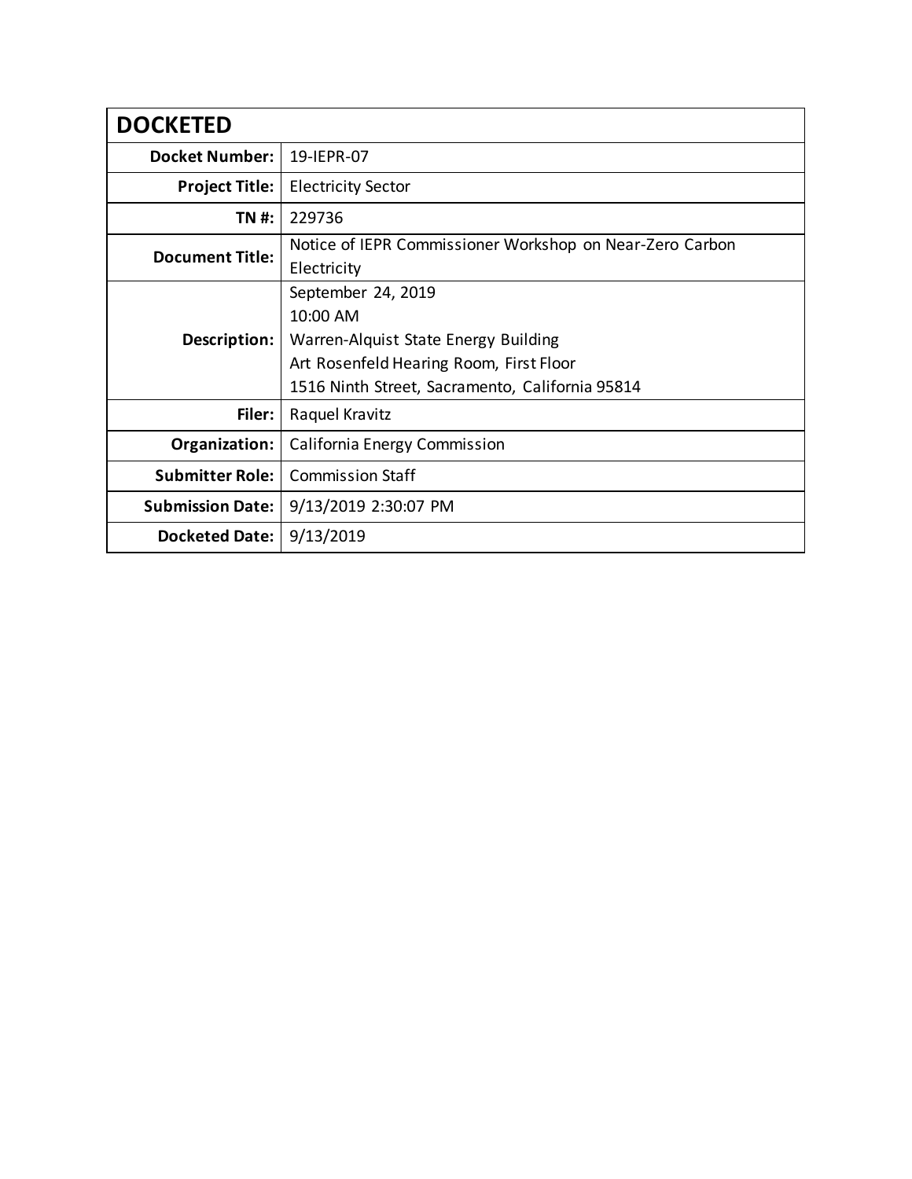| DOCKETED | |
|---|---|
| **Docket Number:** | 19-IEPR-07 |
| **Project Title:** | Electricity Sector |
| **TN #:** | 229736 |
| **Document Title:** | Notice of IEPR Commissioner Workshop on Near-Zero Carbon Electricity |
| **Description:** | September 24, 2019<br>10:00 AM<br>Warren-Alquist State Energy Building<br>Art Rosenfeld Hearing Room, First Floor<br>1516 Ninth Street, Sacramento, California 95814 |
| **Filer:** | Raquel Kravitz |
| **Organization:** | California Energy Commission |
| **Submitter Role:** | Commission Staff |
| **Submission Date:** | 9/13/2019 2:30:07 PM |
| **Docketed Date:** | 9/13/2019 |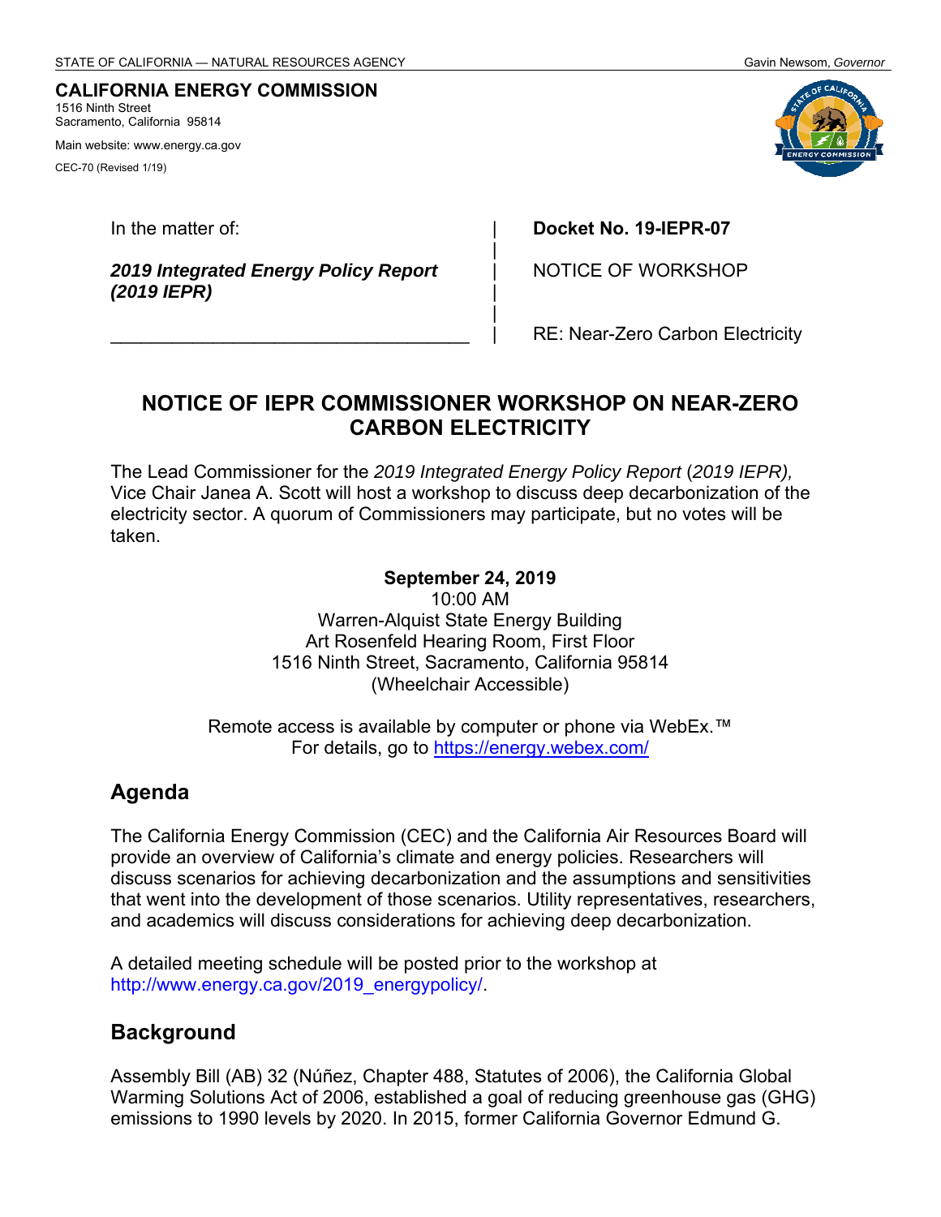STATE OF CALIFORNIA — NATURAL RESOURCES AGENCY Gavin Newsom, *Governor*

**CALIFORNIA ENERGY COMMISSION**
1516 Ninth Street
Sacramento, California 95814

Main website: www.energy.ca.gov

CEC-70 (Revised 1/19)

| In the matter of: | Docket No. 19-IEPR-07 |
|---|---|
| ***2019 Integrated Energy Policy Report (2019 IEPR)*** | NOTICE OF WORKSHOP |
| | RE: Near-Zero Carbon Electricity |

## NOTICE OF IEPR COMMISSIONER WORKSHOP ON NEAR-ZERO CARBON ELECTRICITY

The Lead Commissioner for the *2019 Integrated Energy Policy Report* (*2019 IEPR),* Vice Chair Janea A. Scott will host a workshop to discuss deep decarbonization of the electricity sector. A quorum of Commissioners may participate, but no votes will be taken.

**September 24, 2019**
10:00 AM
Warren-Alquist State Energy Building
Art Rosenfeld Hearing Room, First Floor
1516 Ninth Street, Sacramento, California 95814
(Wheelchair Accessible)

Remote access is available by computer or phone via WebEx.™
For details, go to https://energy.webex.com/

## Agenda

The California Energy Commission (CEC) and the California Air Resources Board will provide an overview of California's climate and energy policies. Researchers will discuss scenarios for achieving decarbonization and the assumptions and sensitivities that went into the development of those scenarios. Utility representatives, researchers, and academics will discuss considerations for achieving deep decarbonization.

A detailed meeting schedule will be posted prior to the workshop at http://www.energy.ca.gov/2019_energypolicy/.

## Background

Assembly Bill (AB) 32 (Núñez, Chapter 488, Statutes of 2006), the California Global Warming Solutions Act of 2006, established a goal of reducing greenhouse gas (GHG) emissions to 1990 levels by 2020. In 2015, former California Governor Edmund G.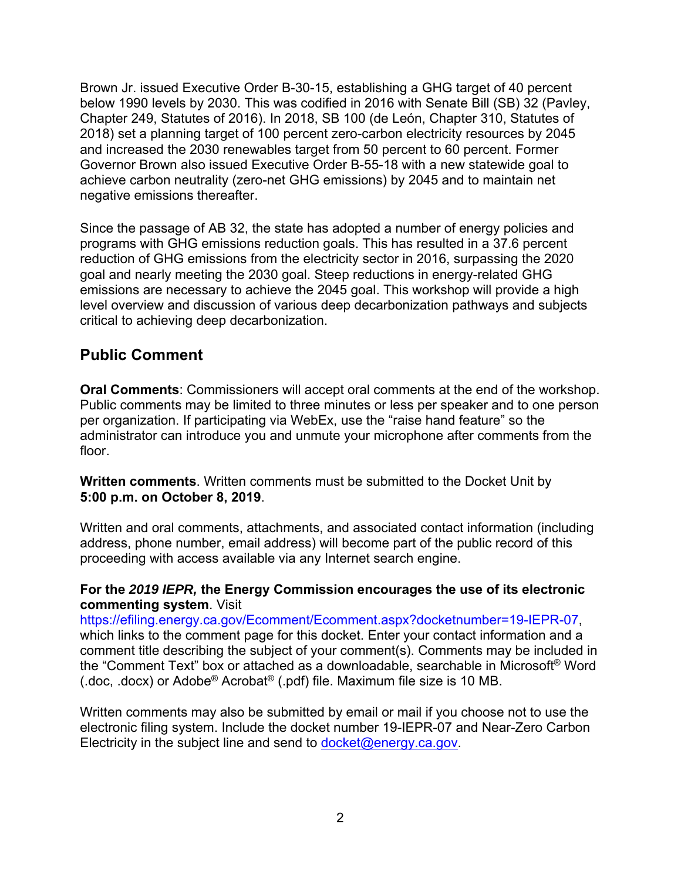Brown Jr. issued Executive Order B-30-15, establishing a GHG target of 40 percent below 1990 levels by 2030. This was codified in 2016 with Senate Bill (SB) 32 (Pavley, Chapter 249, Statutes of 2016). In 2018, SB 100 (de León, Chapter 310, Statutes of 2018) set a planning target of 100 percent zero-carbon electricity resources by 2045 and increased the 2030 renewables target from 50 percent to 60 percent. Former Governor Brown also issued Executive Order B-55-18 with a new statewide goal to achieve carbon neutrality (zero-net GHG emissions) by 2045 and to maintain net negative emissions thereafter.

Since the passage of AB 32, the state has adopted a number of energy policies and programs with GHG emissions reduction goals. This has resulted in a 37.6 percent reduction of GHG emissions from the electricity sector in 2016, surpassing the 2020 goal and nearly meeting the 2030 goal. Steep reductions in energy-related GHG emissions are necessary to achieve the 2045 goal. This workshop will provide a high level overview and discussion of various deep decarbonization pathways and subjects critical to achieving deep decarbonization.

## Public Comment

**Oral Comments**: Commissioners will accept oral comments at the end of the workshop. Public comments may be limited to three minutes or less per speaker and to one person per organization. If participating via WebEx, use the "raise hand feature" so the administrator can introduce you and unmute your microphone after comments from the floor.

**Written comments**. Written comments must be submitted to the Docket Unit by **5:00 p.m. on October 8, 2019**.

Written and oral comments, attachments, and associated contact information (including address, phone number, email address) will become part of the public record of this proceeding with access available via any Internet search engine.

**For the *2019 IEPR,* the Energy Commission encourages the use of its electronic commenting system**. Visit https://efiling.energy.ca.gov/Ecomment/Ecomment.aspx?docketnumber=19-IEPR-07, which links to the comment page for this docket. Enter your contact information and a comment title describing the subject of your comment(s). Comments may be included in the "Comment Text" box or attached as a downloadable, searchable in Microsoft® Word (.doc, .docx) or Adobe® Acrobat® (.pdf) file. Maximum file size is 10 MB.

Written comments may also be submitted by email or mail if you choose not to use the electronic filing system. Include the docket number 19-IEPR-07 and Near-Zero Carbon Electricity in the subject line and send to docket@energy.ca.gov.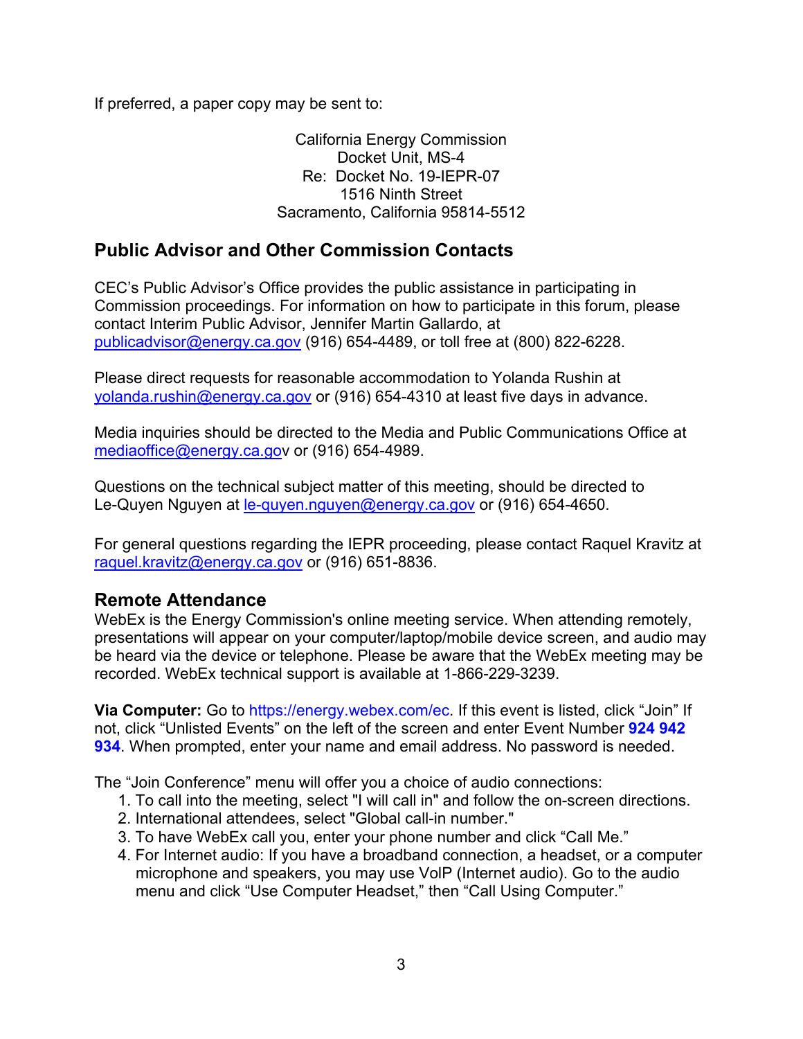If preferred, a paper copy may be sent to:

California Energy Commission
Docket Unit, MS-4
Re: Docket No. 19-IEPR-07
1516 Ninth Street
Sacramento, California 95814-5512

## Public Advisor and Other Commission Contacts

CEC's Public Advisor's Office provides the public assistance in participating in Commission proceedings. For information on how to participate in this forum, please contact Interim Public Advisor, Jennifer Martin Gallardo, at publicadvisor@energy.ca.gov (916) 654-4489, or toll free at (800) 822-6228.

Please direct requests for reasonable accommodation to Yolanda Rushin at yolanda.rushin@energy.ca.gov or (916) 654-4310 at least five days in advance.

Media inquiries should be directed to the Media and Public Communications Office at mediaoffice@energy.ca.gov or (916) 654-4989.

Questions on the technical subject matter of this meeting, should be directed to Le-Quyen Nguyen at le-quyen.nguyen@energy.ca.gov or (916) 654-4650.

For general questions regarding the IEPR proceeding, please contact Raquel Kravitz at raquel.kravitz@energy.ca.gov or (916) 651-8836.

## Remote Attendance

WebEx is the Energy Commission's online meeting service. When attending remotely, presentations will appear on your computer/laptop/mobile device screen, and audio may be heard via the device or telephone. Please be aware that the WebEx meeting may be recorded. WebEx technical support is available at 1-866-229-3239.

**Via Computer:** Go to https://energy.webex.com/ec. If this event is listed, click "Join" If not, click "Unlisted Events" on the left of the screen and enter Event Number **924 942 934**. When prompted, enter your name and email address. No password is needed.

The "Join Conference" menu will offer you a choice of audio connections:

1. To call into the meeting, select "I will call in" and follow the on-screen directions.
2. International attendees, select "Global call-in number."
3. To have WebEx call you, enter your phone number and click "Call Me."
4. For Internet audio: If you have a broadband connection, a headset, or a computer microphone and speakers, you may use VolP (Internet audio). Go to the audio menu and click "Use Computer Headset," then "Call Using Computer."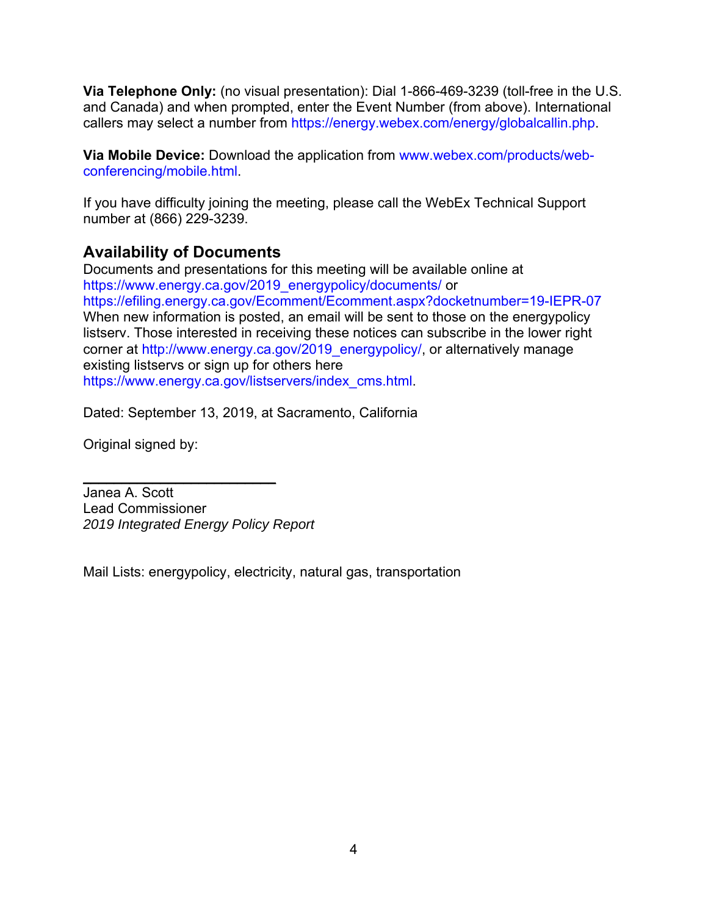**Via Telephone Only:** (no visual presentation): Dial 1-866-469-3239 (toll-free in the U.S. and Canada) and when prompted, enter the Event Number (from above). International callers may select a number from https://energy.webex.com/energy/globalcallin.php.

**Via Mobile Device:** Download the application from www.webex.com/products/web-conferencing/mobile.html.

If you have difficulty joining the meeting, please call the WebEx Technical Support number at (866) 229-3239.

## Availability of Documents

Documents and presentations for this meeting will be available online at https://www.energy.ca.gov/2019_energypolicy/documents/ or https://efiling.energy.ca.gov/Ecomment/Ecomment.aspx?docketnumber=19-IEPR-07 When new information is posted, an email will be sent to those on the energypolicy listserv. Those interested in receiving these notices can subscribe in the lower right corner at http://www.energy.ca.gov/2019_energypolicy/, or alternatively manage existing listservs or sign up for others here https://www.energy.ca.gov/listservers/index_cms.html.

Dated: September 13, 2019, at Sacramento, California

Original signed by:

Janea A. Scott
Lead Commissioner
*2019 Integrated Energy Policy Report*

Mail Lists: energypolicy, electricity, natural gas, transportation